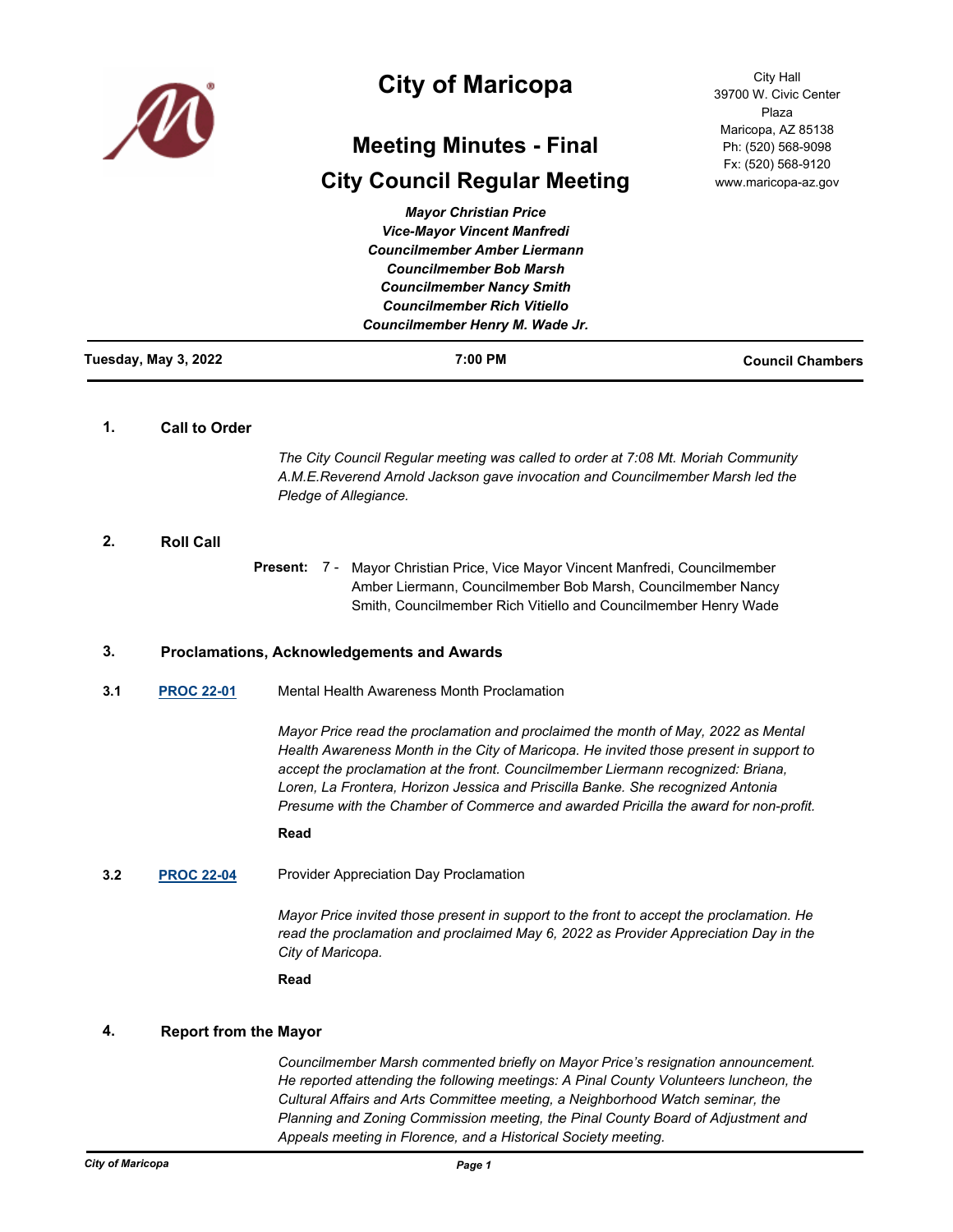# City of Maricopa

City Hall
39700 W. Civic Center Plaza
Maricopa, AZ 85138
Ph: (520) 568-9098
Fx: (520) 568-9120
www.maricopa-az.gov

## Meeting Minutes - Final

## City Council Regular Meeting

*Mayor Christian Price*
*Vice-Mayor Vincent Manfredi*
*Councilmember Amber Liermann*
*Councilmember Bob Marsh*
*Councilmember Nancy Smith*
*Councilmember Rich Vitiello*
*Councilmember Henry M. Wade Jr.*

**Tuesday, May 3, 2022** | **7:00 PM** | **Council Chambers**

### 1. Call to Order

*The City Council Regular meeting was called to order at 7:08 Mt. Moriah Community A.M.E.Reverend Arnold Jackson gave invocation and Councilmember Marsh led the Pledge of Allegiance.*

### 2. Roll Call

**Present:** 7 - Mayor Christian Price, Vice Mayor Vincent Manfredi, Councilmember Amber Liermann, Councilmember Bob Marsh, Councilmember Nancy Smith, Councilmember Rich Vitiello and Councilmember Henry Wade

### 3. Proclamations, Acknowledgements and Awards

**3.1** **PROC 22-01** Mental Health Awareness Month Proclamation

*Mayor Price read the proclamation and proclaimed the month of May, 2022 as Mental Health Awareness Month in the City of Maricopa. He invited those present in support to accept the proclamation at the front. Councilmember Liermann recognized: Briana, Loren, La Frontera, Horizon Jessica and Priscilla Banke. She recognized Antonia Presume with the Chamber of Commerce and awarded Pricilla the award for non-profit.*

**Read**

**3.2** **PROC 22-04** Provider Appreciation Day Proclamation

*Mayor Price invited those present in support to the front to accept the proclamation. He read the proclamation and proclaimed May 6, 2022 as Provider Appreciation Day in the City of Maricopa.*

**Read**

### 4. Report from the Mayor

*Councilmember Marsh commented briefly on Mayor Price's resignation announcement. He reported attending the following meetings: A Pinal County Volunteers luncheon, the Cultural Affairs and Arts Committee meeting, a Neighborhood Watch seminar, the Planning and Zoning Commission meeting, the Pinal County Board of Adjustment and Appeals meeting in Florence, and a Historical Society meeting.*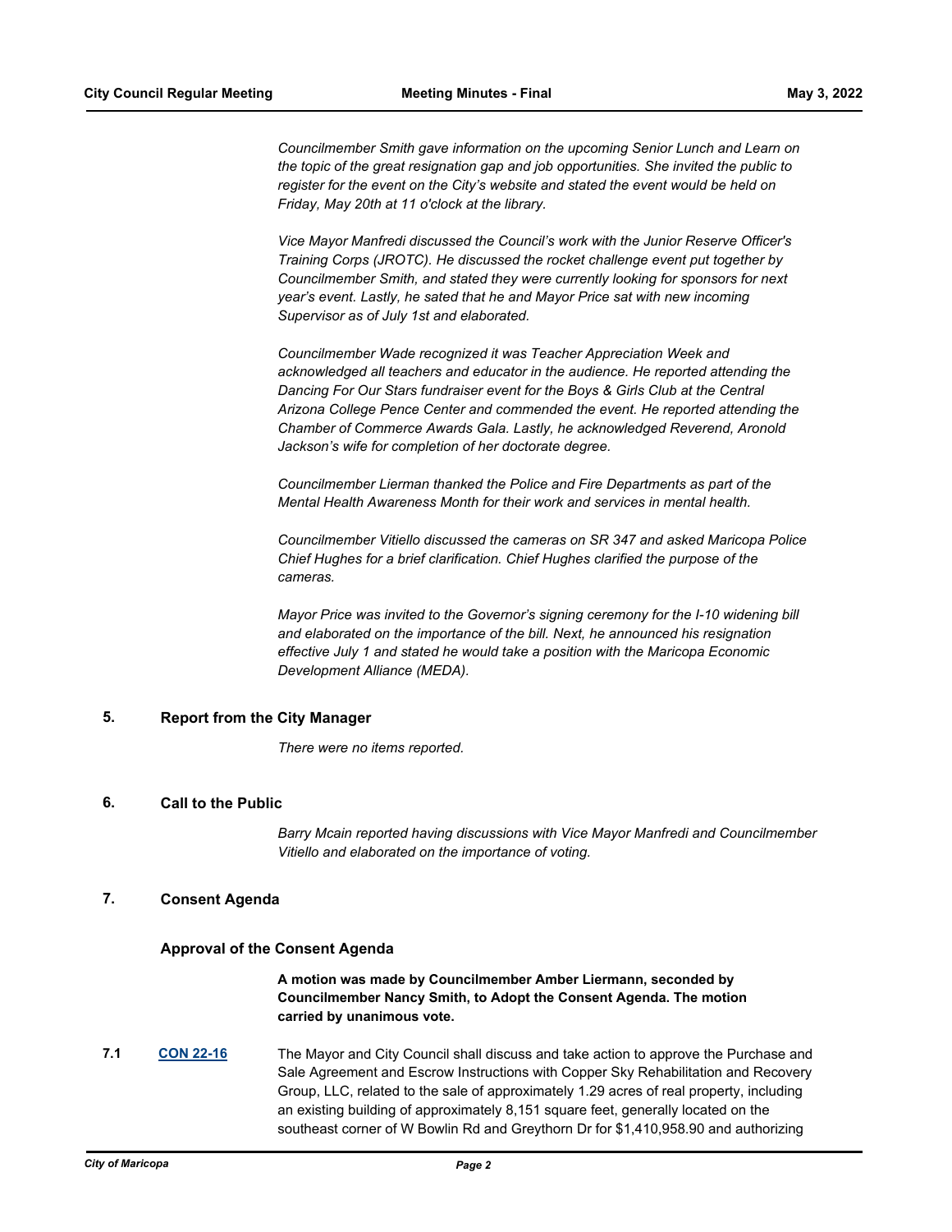*Councilmember Smith gave information on the upcoming Senior Lunch and Learn on the topic of the great resignation gap and job opportunities. She invited the public to register for the event on the City's website and stated the event would be held on Friday, May 20th at 11 o'clock at the library.*

*Vice Mayor Manfredi discussed the Council's work with the Junior Reserve Officer's Training Corps (JROTC). He discussed the rocket challenge event put together by Councilmember Smith, and stated they were currently looking for sponsors for next year's event. Lastly, he sated that he and Mayor Price sat with new incoming Supervisor as of July 1st and elaborated.*

*Councilmember Wade recognized it was Teacher Appreciation Week and acknowledged all teachers and educator in the audience. He reported attending the Dancing For Our Stars fundraiser event for the Boys & Girls Club at the Central Arizona College Pence Center and commended the event. He reported attending the Chamber of Commerce Awards Gala. Lastly, he acknowledged Reverend, Aronold Jackson's wife for completion of her doctorate degree.*

*Councilmember Lierman thanked the Police and Fire Departments as part of the Mental Health Awareness Month for their work and services in mental health.*

*Councilmember Vitiello discussed the cameras on SR 347 and asked Maricopa Police Chief Hughes for a brief clarification. Chief Hughes clarified the purpose of the cameras.*

*Mayor Price was invited to the Governor's signing ceremony for the I-10 widening bill and elaborated on the importance of the bill. Next, he announced his resignation effective July 1 and stated he would take a position with the Maricopa Economic Development Alliance (MEDA).*

## 5. Report from the City Manager

*There were no items reported.*

## 6. Call to the Public

*Barry Mcain reported having discussions with Vice Mayor Manfredi and Councilmember Vitiello and elaborated on the importance of voting.*

## 7. Consent Agenda

### Approval of the Consent Agenda

**A motion was made by Councilmember Amber Liermann, seconded by Councilmember Nancy Smith, to Adopt the Consent Agenda. The motion carried by unanimous vote.**

**7.1** **CON 22-16** The Mayor and City Council shall discuss and take action to approve the Purchase and Sale Agreement and Escrow Instructions with Copper Sky Rehabilitation and Recovery Group, LLC, related to the sale of approximately 1.29 acres of real property, including an existing building of approximately 8,151 square feet, generally located on the southeast corner of W Bowlin Rd and Greythorn Dr for $1,410,958.90 and authorizing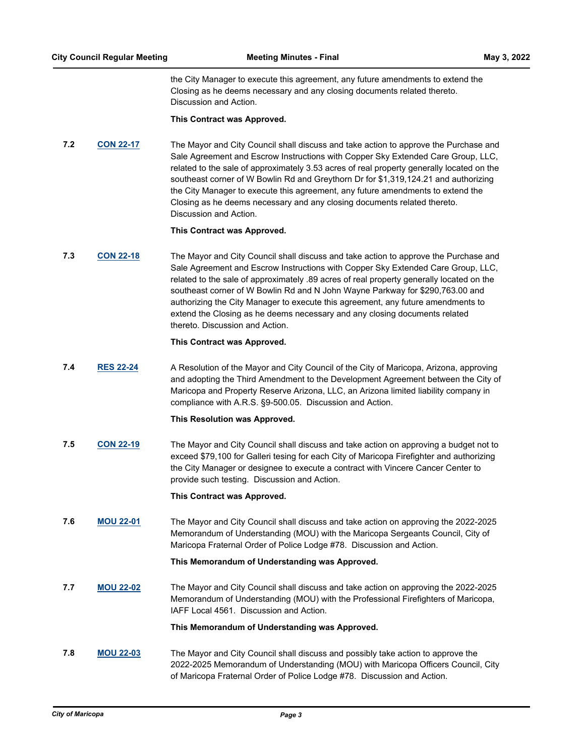the City Manager to execute this agreement, any future amendments to extend the Closing as he deems necessary and any closing documents related thereto. Discussion and Action.

**This Contract was Approved.**

**7.2** **CON 22-17**

The Mayor and City Council shall discuss and take action to approve the Purchase and Sale Agreement and Escrow Instructions with Copper Sky Extended Care Group, LLC, related to the sale of approximately 3.53 acres of real property generally located on the southeast corner of W Bowlin Rd and Greythorn Dr for $1,319,124.21 and authorizing the City Manager to execute this agreement, any future amendments to extend the Closing as he deems necessary and any closing documents related thereto. Discussion and Action.

**This Contract was Approved.**

**7.3** **CON 22-18**

The Mayor and City Council shall discuss and take action to approve the Purchase and Sale Agreement and Escrow Instructions with Copper Sky Extended Care Group, LLC, related to the sale of approximately .89 acres of real property generally located on the southeast corner of W Bowlin Rd and N John Wayne Parkway for $290,763.00 and authorizing the City Manager to execute this agreement, any future amendments to extend the Closing as he deems necessary and any closing documents related thereto. Discussion and Action.

**This Contract was Approved.**

**7.4** **RES 22-24**

A Resolution of the Mayor and City Council of the City of Maricopa, Arizona, approving and adopting the Third Amendment to the Development Agreement between the City of Maricopa and Property Reserve Arizona, LLC, an Arizona limited liability company in compliance with A.R.S. §9-500.05. Discussion and Action.

**This Resolution was Approved.**

**7.5** **CON 22-19**

The Mayor and City Council shall discuss and take action on approving a budget not to exceed $79,100 for Galleri tesing for each City of Maricopa Firefighter and authorizing the City Manager or designee to execute a contract with Vincere Cancer Center to provide such testing. Discussion and Action.

**This Contract was Approved.**

**7.6** **MOU 22-01**

The Mayor and City Council shall discuss and take action on approving the 2022-2025 Memorandum of Understanding (MOU) with the Maricopa Sergeants Council, City of Maricopa Fraternal Order of Police Lodge #78. Discussion and Action.

**This Memorandum of Understanding was Approved.**

**7.7** **MOU 22-02**

The Mayor and City Council shall discuss and take action on approving the 2022-2025 Memorandum of Understanding (MOU) with the Professional Firefighters of Maricopa, IAFF Local 4561. Discussion and Action.

**This Memorandum of Understanding was Approved.**

**7.8** **MOU 22-03**

The Mayor and City Council shall discuss and possibly take action to approve the 2022-2025 Memorandum of Understanding (MOU) with Maricopa Officers Council, City of Maricopa Fraternal Order of Police Lodge #78. Discussion and Action.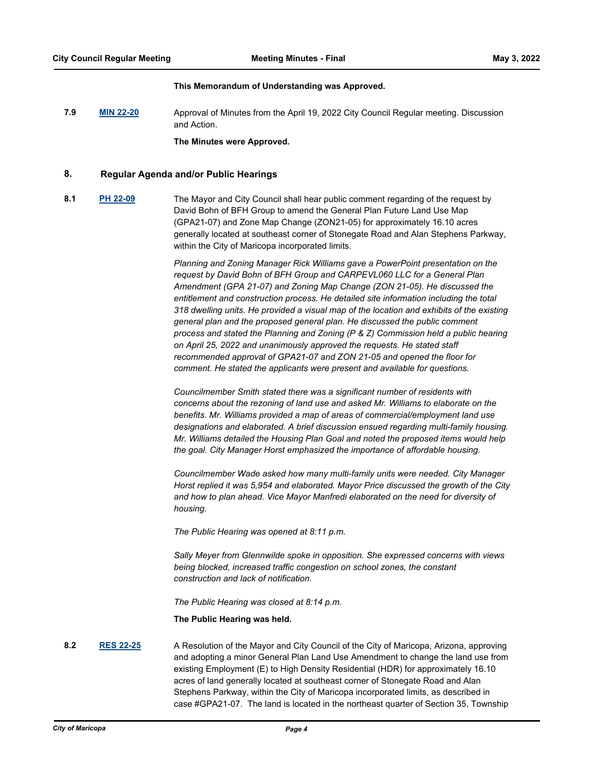**This Memorandum of Understanding was Approved.**

**7.9** **MIN 22-20** Approval of Minutes from the April 19, 2022 City Council Regular meeting. Discussion and Action.

**The Minutes were Approved.**

## 8. Regular Agenda and/or Public Hearings

**8.1** **PH 22-09** The Mayor and City Council shall hear public comment regarding of the request by David Bohn of BFH Group to amend the General Plan Future Land Use Map (GPA21-07) and Zone Map Change (ZON21-05) for approximately 16.10 acres generally located at southeast corner of Stonegate Road and Alan Stephens Parkway, within the City of Maricopa incorporated limits.

*Planning and Zoning Manager Rick Williams gave a PowerPoint presentation on the request by David Bohn of BFH Group and CARPEVL060 LLC for a General Plan Amendment (GPA 21-07) and Zoning Map Change (ZON 21-05). He discussed the entitlement and construction process. He detailed site information including the total 318 dwelling units. He provided a visual map of the location and exhibits of the existing general plan and the proposed general plan. He discussed the public comment process and stated the Planning and Zoning (P & Z) Commission held a public hearing on April 25, 2022 and unanimously approved the requests. He stated staff recommended approval of GPA21-07 and ZON 21-05 and opened the floor for comment. He stated the applicants were present and available for questions.*

*Councilmember Smith stated there was a significant number of residents with concerns about the rezoning of land use and asked Mr. Williams to elaborate on the benefits. Mr. Williams provided a map of areas of commercial/employment land use designations and elaborated. A brief discussion ensued regarding multi-family housing. Mr. Williams detailed the Housing Plan Goal and noted the proposed items would help the goal. City Manager Horst emphasized the importance of affordable housing.*

*Councilmember Wade asked how many multi-family units were needed. City Manager Horst replied it was 5,954 and elaborated. Mayor Price discussed the growth of the City and how to plan ahead. Vice Mayor Manfredi elaborated on the need for diversity of housing.*

*The Public Hearing was opened at 8:11 p.m.*

*Sally Meyer from Glennwilde spoke in opposition. She expressed concerns with views being blocked, increased traffic congestion on school zones, the constant construction and lack of notification.*

*The Public Hearing was closed at 8:14 p.m.*

**The Public Hearing was held.**

**8.2** **RES 22-25** A Resolution of the Mayor and City Council of the City of Maricopa, Arizona, approving and adopting a minor General Plan Land Use Amendment to change the land use from existing Employment (E) to High Density Residential (HDR) for approximately 16.10 acres of land generally located at southeast corner of Stonegate Road and Alan Stephens Parkway, within the City of Maricopa incorporated limits, as described in case #GPA21-07. The land is located in the northeast quarter of Section 35, Township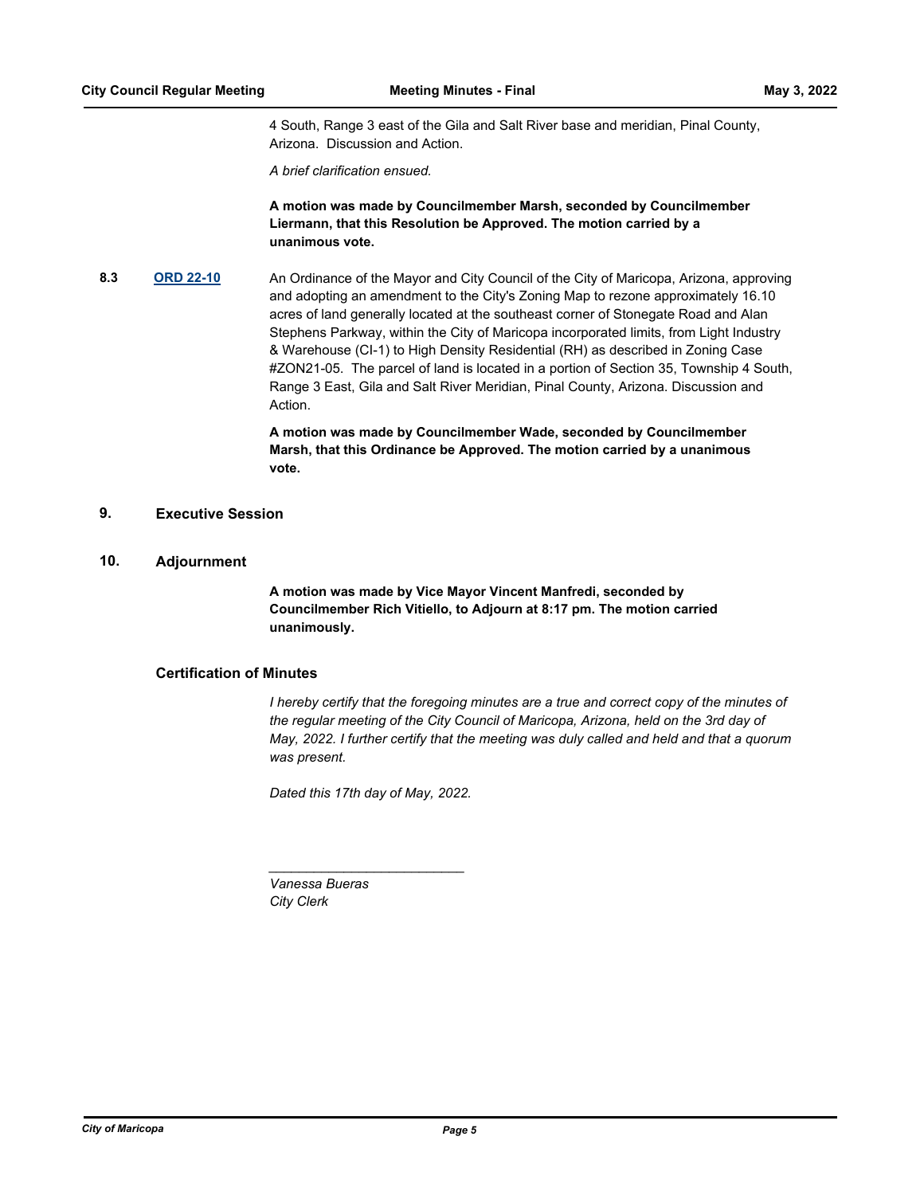4 South, Range 3 east of the Gila and Salt River base and meridian, Pinal County, Arizona. Discussion and Action.

*A brief clarification ensued.*

**A motion was made by Councilmember Marsh, seconded by Councilmember Liermann, that this Resolution be Approved. The motion carried by a unanimous vote.**

**8.3** **ORD 22-10**

An Ordinance of the Mayor and City Council of the City of Maricopa, Arizona, approving and adopting an amendment to the City's Zoning Map to rezone approximately 16.10 acres of land generally located at the southeast corner of Stonegate Road and Alan Stephens Parkway, within the City of Maricopa incorporated limits, from Light Industry & Warehouse (CI-1) to High Density Residential (RH) as described in Zoning Case #ZON21-05. The parcel of land is located in a portion of Section 35, Township 4 South, Range 3 East, Gila and Salt River Meridian, Pinal County, Arizona. Discussion and Action.

**A motion was made by Councilmember Wade, seconded by Councilmember Marsh, that this Ordinance be Approved. The motion carried by a unanimous vote.**

## 9. Executive Session

## 10. Adjournment

**A motion was made by Vice Mayor Vincent Manfredi, seconded by Councilmember Rich Vitiello, to Adjourn at 8:17 pm. The motion carried unanimously.**

### Certification of Minutes

*I hereby certify that the foregoing minutes are a true and correct copy of the minutes of the regular meeting of the City Council of Maricopa, Arizona, held on the 3rd day of May, 2022. I further certify that the meeting was duly called and held and that a quorum was present.*

*Dated this 17th day of May, 2022.*

_________________________

*Vanessa Bueras*
*City Clerk*